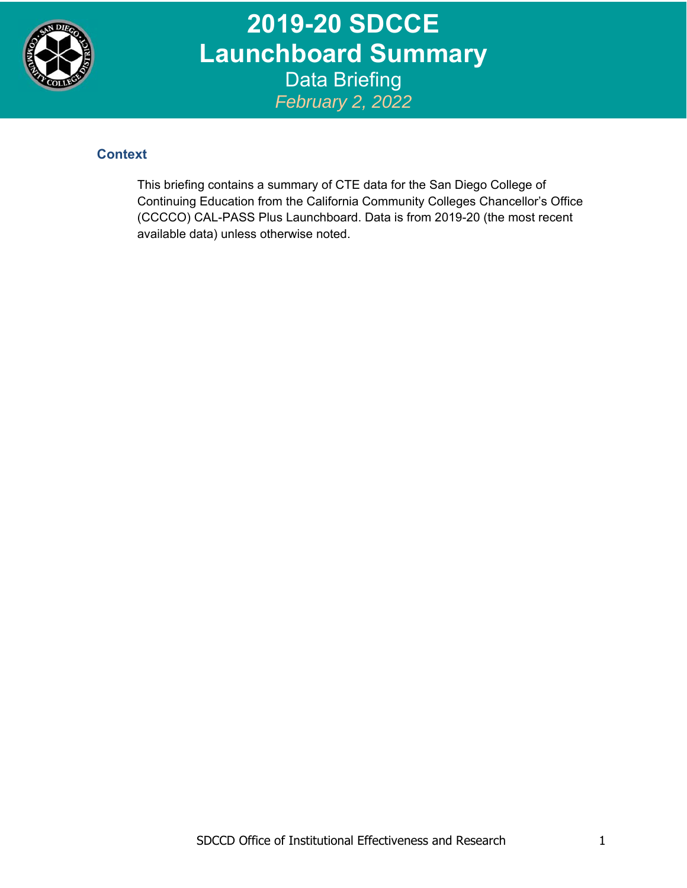# 2019-20 SDCCE Launchboard Summary

## Data Briefing

*February 2, 2022*

### Context

This briefing contains a summary of CTE data for the San Diego College of Continuing Education from the California Community Colleges Chancellor's Office (CCCCO) CAL-PASS Plus Launchboard. Data is from 2019-20 (the most recent available data) unless otherwise noted.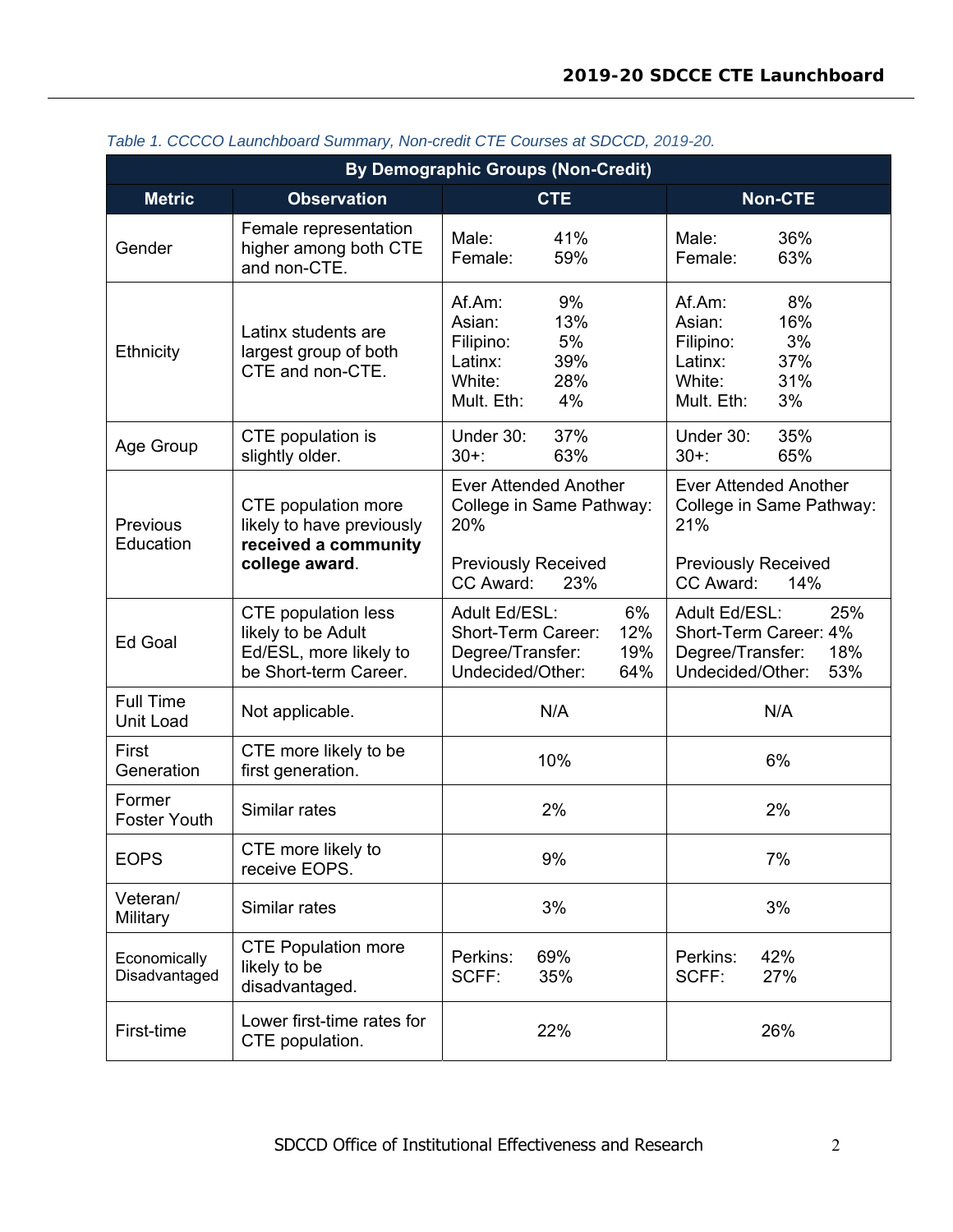*Table 1. CCCCO Launchboard Summary, Non-credit CTE Courses at SDCCD, 2019-20.*

| By Demographic Groups (Non-Credit) | | | |
|---|---|---|---|
| **Metric** | **Observation** | **CTE** | **Non-CTE** |
| Gender | Female representation higher among both CTE and non-CTE. | Male: 41%<br>Female: 59% | Male: 36%<br>Female: 63% |
| Ethnicity | Latinx students are largest group of both CTE and non-CTE. | Af.Am: 9%<br>Asian: 13%<br>Filipino: 5%<br>Latinx: 39%<br>White: 28%<br>Mult. Eth: 4% | Af.Am: 8%<br>Asian: 16%<br>Filipino: 3%<br>Latinx: 37%<br>White: 31%<br>Mult. Eth: 3% |
| Age Group | CTE population is slightly older. | Under 30: 37%<br>30+: 63% | Under 30: 35%<br>30+: 65% |
| Previous Education | CTE population more likely to have previously **received a community college award**. | Ever Attended Another College in Same Pathway: 20%<br><br>Previously Received CC Award: 23% | Ever Attended Another College in Same Pathway: 21%<br><br>Previously Received CC Award: 14% |
| Ed Goal | CTE population less likely to be Adult Ed/ESL, more likely to be Short-term Career. | Adult Ed/ESL: 6%<br>Short-Term Career: 12%<br>Degree/Transfer: 19%<br>Undecided/Other: 64% | Adult Ed/ESL: 25%<br>Short-Term Career: 4%<br>Degree/Transfer: 18%<br>Undecided/Other: 53% |
| Full Time Unit Load | Not applicable. | N/A | N/A |
| First Generation | CTE more likely to be first generation. | 10% | 6% |
| Former Foster Youth | Similar rates | 2% | 2% |
| EOPS | CTE more likely to receive EOPS. | 9% | 7% |
| Veteran/ Military | Similar rates | 3% | 3% |
| Economically Disadvantaged | CTE Population more likely to be disadvantaged. | Perkins: 69%<br>SCFF: 35% | Perkins: 42%<br>SCFF: 27% |
| First-time | Lower first-time rates for CTE population. | 22% | 26% |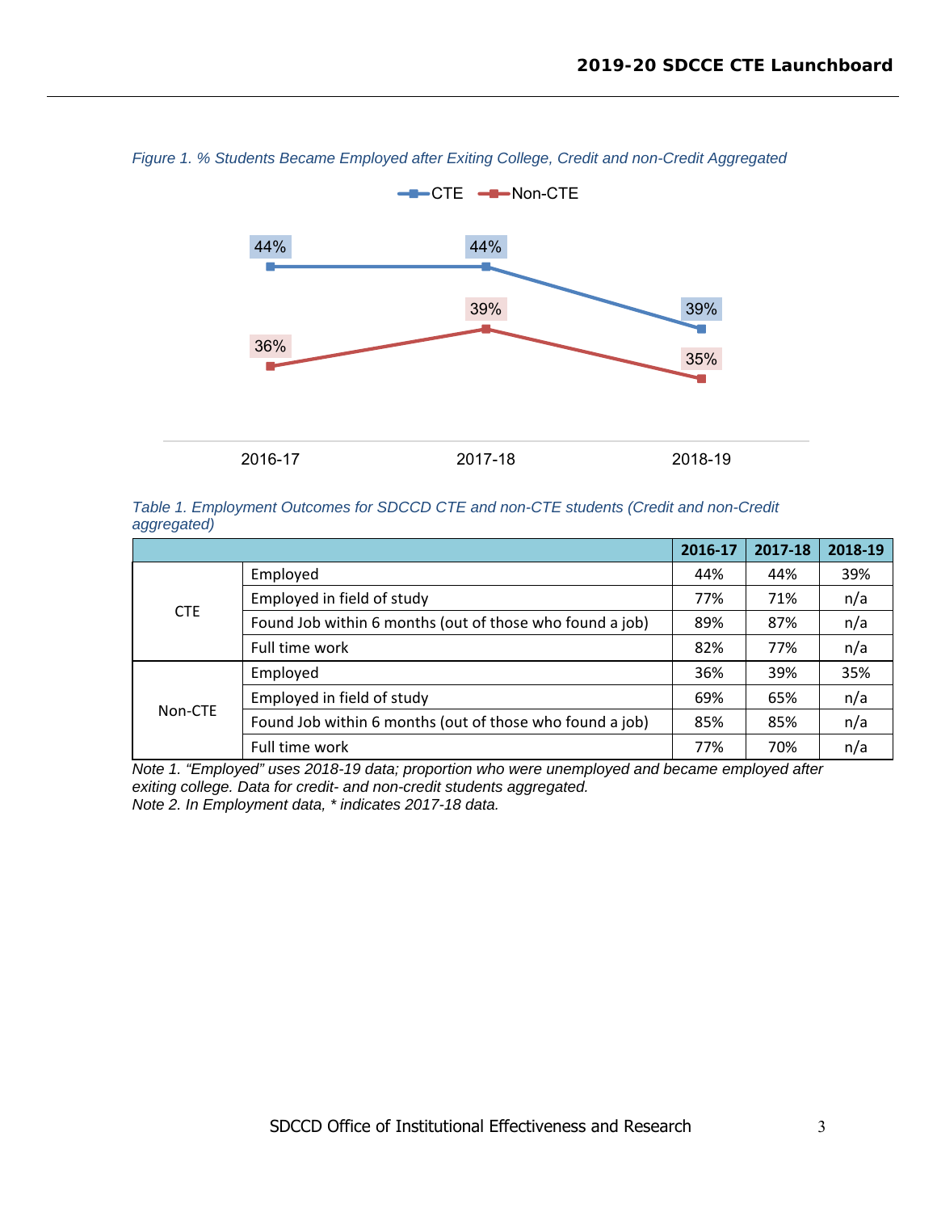*Figure 1. % Students Became Employed after Exiting College, Credit and non-Credit Aggregated*

CTE
Non-CTE

44%
44%
39%
36%
39%
35%

2016-17
2017-18
2018-19

*Table 1. Employment Outcomes for SDCCD CTE and non-CTE students (Credit and non-Credit aggregated)*

| | | 2016-17 | 2017-18 | 2018-19 |
|---|---|---|---|---|
| CTE | Employed | 44% | 44% | 39% |
| | Employed in field of study | 77% | 71% | n/a |
| | Found Job within 6 months (out of those who found a job) | 89% | 87% | n/a |
| | Full time work | 82% | 77% | n/a |
| Non-CTE | Employed | 36% | 39% | 35% |
| | Employed in field of study | 69% | 65% | n/a |
| | Found Job within 6 months (out of those who found a job) | 85% | 85% | n/a |
| | Full time work | 77% | 70% | n/a |

*Note 1. "Employed" uses 2018-19 data; proportion who were unemployed and became employed after exiting college. Data for credit- and non-credit students aggregated.*
*Note 2. In Employment data, * indicates 2017-18 data.*